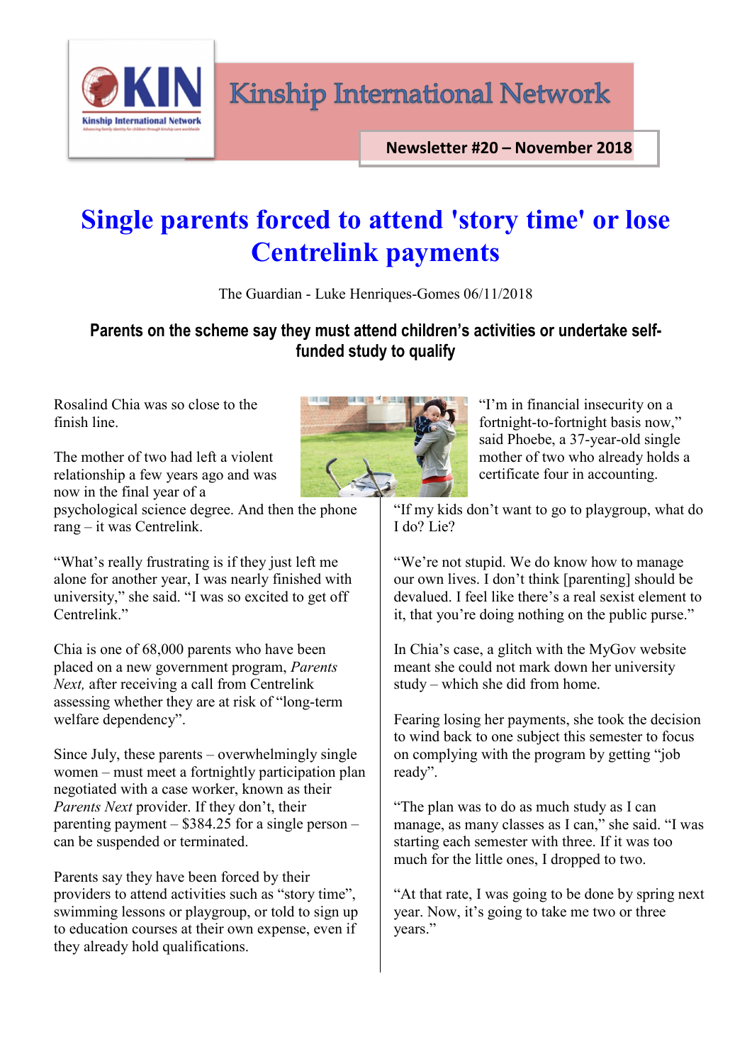Kinship International Network

Newsletter #20 – November 2018

# Single parents forced to attend 'story time' or lose Centrelink payments

The Guardian - Luke Henriques-Gomes 06/11/2018

**Parents on the scheme say they must attend children's activities or undertake self-funded study to qualify**

Rosalind Chia was so close to the finish line.

The mother of two had left a violent relationship a few years ago and was now in the final year of a psychological science degree. And then the phone rang – it was Centrelink.

"What's really frustrating is if they just left me alone for another year, I was nearly finished with university," she said. "I was so excited to get off Centrelink."

Chia is one of 68,000 parents who have been placed on a new government program, *Parents Next,* after receiving a call from Centrelink assessing whether they are at risk of "long-term welfare dependency".

Since July, these parents – overwhelmingly single women – must meet a fortnightly participation plan negotiated with a case worker, known as their *Parents Next* provider. If they don't, their parenting payment – $384.25 for a single person – can be suspended or terminated.

Parents say they have been forced by their providers to attend activities such as "story time", swimming lessons or playgroup, or told to sign up to education courses at their own expense, even if they already hold qualifications.

"I'm in financial insecurity on a fortnight-to-fortnight basis now," said Phoebe, a 37-year-old single mother of two who already holds a certificate four in accounting.

"If my kids don't want to go to playgroup, what do I do? Lie?

"We're not stupid. We do know how to manage our own lives. I don't think [parenting] should be devalued. I feel like there's a real sexist element to it, that you're doing nothing on the public purse."

In Chia's case, a glitch with the MyGov website meant she could not mark down her university study – which she did from home.

Fearing losing her payments, she took the decision to wind back to one subject this semester to focus on complying with the program by getting "job ready".

"The plan was to do as much study as I can manage, as many classes as I can," she said. "I was starting each semester with three. If it was too much for the little ones, I dropped to two.

"At that rate, I was going to be done by spring next year. Now, it's going to take me two or three years."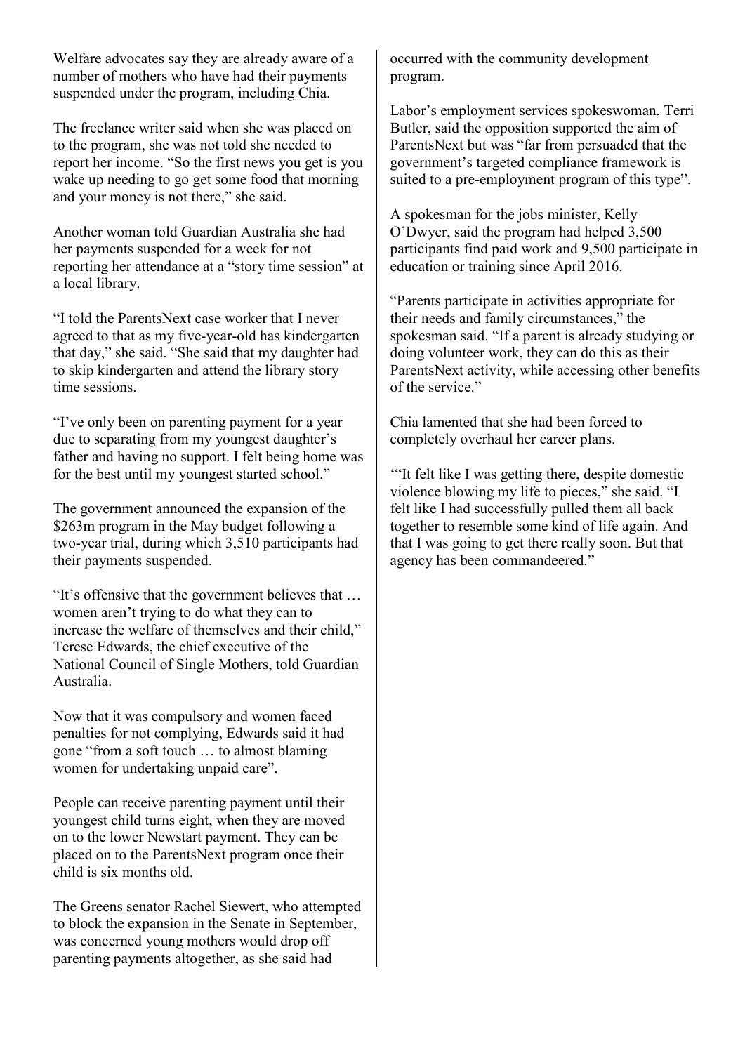Welfare advocates say they are already aware of a number of mothers who have had their payments suspended under the program, including Chia.

The freelance writer said when she was placed on to the program, she was not told she needed to report her income. "So the first news you get is you wake up needing to go get some food that morning and your money is not there," she said.

Another woman told Guardian Australia she had her payments suspended for a week for not reporting her attendance at a "story time session" at a local library.

"I told the ParentsNext case worker that I never agreed to that as my five-year-old has kindergarten that day," she said. "She said that my daughter had to skip kindergarten and attend the library story time sessions.

"I've only been on parenting payment for a year due to separating from my youngest daughter's father and having no support. I felt being home was for the best until my youngest started school."

The government announced the expansion of the $263m program in the May budget following a two-year trial, during which 3,510 participants had their payments suspended.

"It's offensive that the government believes that … women aren't trying to do what they can to increase the welfare of themselves and their child," Terese Edwards, the chief executive of the National Council of Single Mothers, told Guardian Australia.

Now that it was compulsory and women faced penalties for not complying, Edwards said it had gone "from a soft touch … to almost blaming women for undertaking unpaid care".

People can receive parenting payment until their youngest child turns eight, when they are moved on to the lower Newstart payment. They can be placed on to the ParentsNext program once their child is six months old.

The Greens senator Rachel Siewert, who attempted to block the expansion in the Senate in September, was concerned young mothers would drop off parenting payments altogether, as she said had occurred with the community development program.

Labor's employment services spokeswoman, Terri Butler, said the opposition supported the aim of ParentsNext but was "far from persuaded that the government's targeted compliance framework is suited to a pre-employment program of this type".

A spokesman for the jobs minister, Kelly O'Dwyer, said the program had helped 3,500 participants find paid work and 9,500 participate in education or training since April 2016.

"Parents participate in activities appropriate for their needs and family circumstances," the spokesman said. "If a parent is already studying or doing volunteer work, they can do this as their ParentsNext activity, while accessing other benefits of the service."

Chia lamented that she had been forced to completely overhaul her career plans.

'"It felt like I was getting there, despite domestic violence blowing my life to pieces," she said. "I felt like I had successfully pulled them all back together to resemble some kind of life again. And that I was going to get there really soon. But that agency has been commandeered."